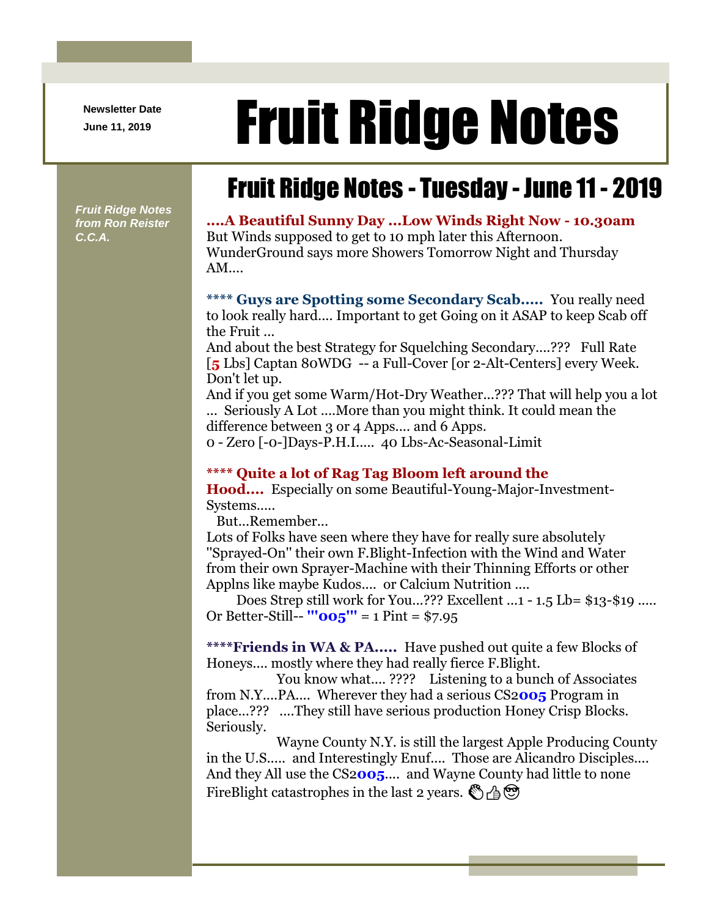Newsletter Date
June 11, 2019

# Fruit Ridge Notes

*Fruit Ridge Notes from Ron Reister C.C.A.*

## Fruit Ridge Notes - Tuesday - June 11 - 2019

**....A Beautiful Sunny Day ...Low Winds Right Now - 10.30am**
But Winds supposed to get to 10 mph later this Afternoon.
WunderGround says more Showers Tomorrow Night and Thursday AM....

**\*\*\*\* Guys are Spotting some Secondary Scab.....** You really need to look really hard.... Important to get Going on it ASAP to keep Scab off the Fruit ...
And about the best Strategy for Squelching Secondary....??? Full Rate [**5** Lbs] Captan 80WDG -- a Full-Cover [or 2-Alt-Centers] every Week. Don't let up.
And if you get some Warm/Hot-Dry Weather...??? That will help you a lot ... Seriously A Lot ....More than you might think. It could mean the difference between 3 or 4 Apps.... and 6 Apps.
0 - Zero [-0-]Days-P.H.I..... 40 Lbs-Ac-Seasonal-Limit

**\*\*\*\* Quite a lot of Rag Tag Bloom left around the Hood....** Especially on some Beautiful-Young-Major-Investment-Systems.....
But...Remember...
Lots of Folks have seen where they have for really sure absolutely "Sprayed-On" their own F.Blight-Infection with the Wind and Water from their own Sprayer-Machine with their Thinning Efforts or other Applns like maybe Kudos.... or Calcium Nutrition ....
Does Strep still work for You...??? Excellent ...1 - 1.5 Lb= $13-$19 ..... Or Better-Still-- **"005"** = 1 Pint = $7.95

**\*\*\*\*Friends in WA & PA.....** Have pushed out quite a few Blocks of Honeys.... mostly where they had really fierce F.Blight.
You know what.... ???? Listening to a bunch of Associates from N.Y....PA.... Wherever they had a serious CS2**005** Program in place...??? ....They still have serious production Honey Crisp Blocks. Seriously.
Wayne County N.Y. is still the largest Apple Producing County in the U.S..... and Interestingly Enuf.... Those are Alicandro Disciples.... And they All use the CS2**005**.... and Wayne County had little to none FireBlight catastrophes in the last 2 years. 👏👍😎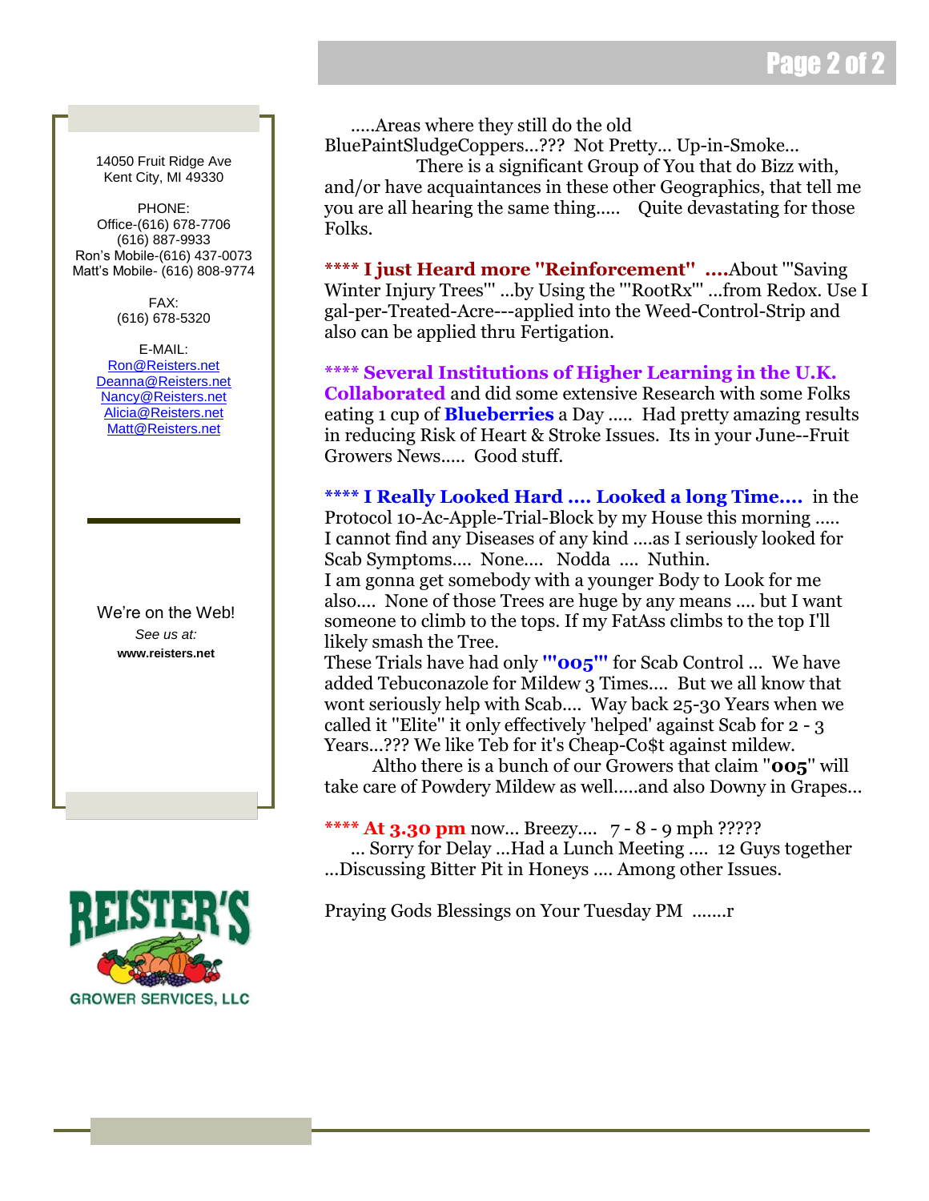14050 Fruit Ridge Ave
Kent City, MI 49330

PHONE:
Office-(616) 678-7706
(616) 887-9933
Ron's Mobile-(616) 437-0073
Matt's Mobile- (616) 808-9774

FAX:
(616) 678-5320

E-MAIL:
Ron@Reisters.net
Deanna@Reisters.net
Nancy@Reisters.net
Alicia@Reisters.net
Matt@Reisters.net

We're on the Web!
*See us at:*
**www.reisters.net**

REISTER'S
GROWER SERVICES, LLC

.....Areas where they still do the old BluePaintSludgeCoppers...??? Not Pretty... Up-in-Smoke...
There is a significant Group of You that do Bizz with, and/or have acquaintances in these other Geographics, that tell me you are all hearing the same thing..... Quite devastating for those Folks.

**\*\*\*\* I just Heard more "Reinforcement" ....**About '"Saving Winter Injury Trees'" ...by Using the '"RootRx'" ...from Redox. Use I gal-per-Treated-Acre---applied into the Weed-Control-Strip and also can be applied thru Fertigation.

**\*\*\*\* Several Institutions of Higher Learning in the U.K. Collaborated** and did some extensive Research with some Folks eating 1 cup of **Blueberries** a Day ..... Had pretty amazing results in reducing Risk of Heart & Stroke Issues. Its in your June--Fruit Growers News..... Good stuff.

**\*\*\*\* I Really Looked Hard .... Looked a long Time....** in the Protocol 10-Ac-Apple-Trial-Block by my House this morning ..... I cannot find any Diseases of any kind ....as I seriously looked for Scab Symptoms.... None.... Nodda .... Nuthin.
I am gonna get somebody with a younger Body to Look for me also.... None of those Trees are huge by any means .... but I want someone to climb to the tops. If my FatAss climbs to the top I'll likely smash the Tree.
These Trials have had only **'"005'"** for Scab Control ... We have added Tebuconazole for Mildew 3 Times.... But we all know that wont seriously help with Scab.... Way back 25-30 Years when we called it "Elite" it only effectively 'helped' against Scab for 2 - 3 Years...??? We like Teb for it's Cheap-Co$t against mildew.
Altho there is a bunch of our Growers that claim "**005**" will take care of Powdery Mildew as well.....and also Downy in Grapes...

**\*\*\*\* At 3.30 pm** now... Breezy.... 7 - 8 - 9 mph ?????
... Sorry for Delay ...Had a Lunch Meeting .... 12 Guys together ...Discussing Bitter Pit in Honeys .... Among other Issues.

Praying Gods Blessings on Your Tuesday PM .......r